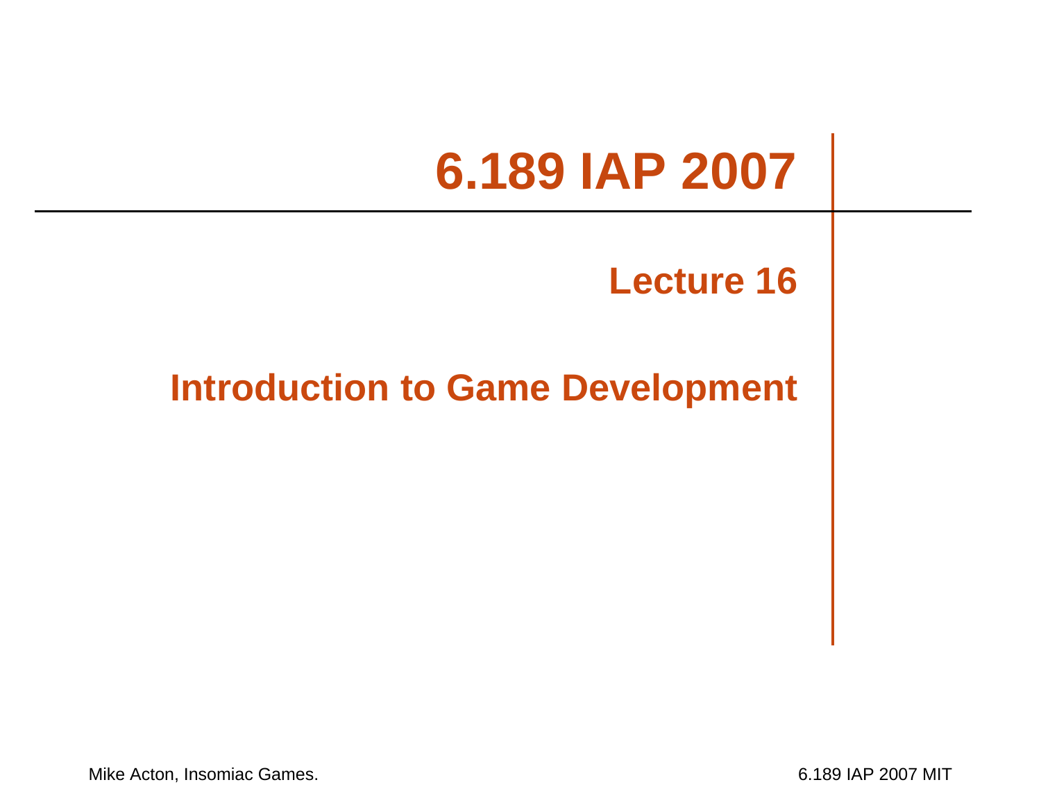# 6.189 IAP 2007

## Lecture 16

## Introduction to Game Development

Mike Acton, Insomiac Games.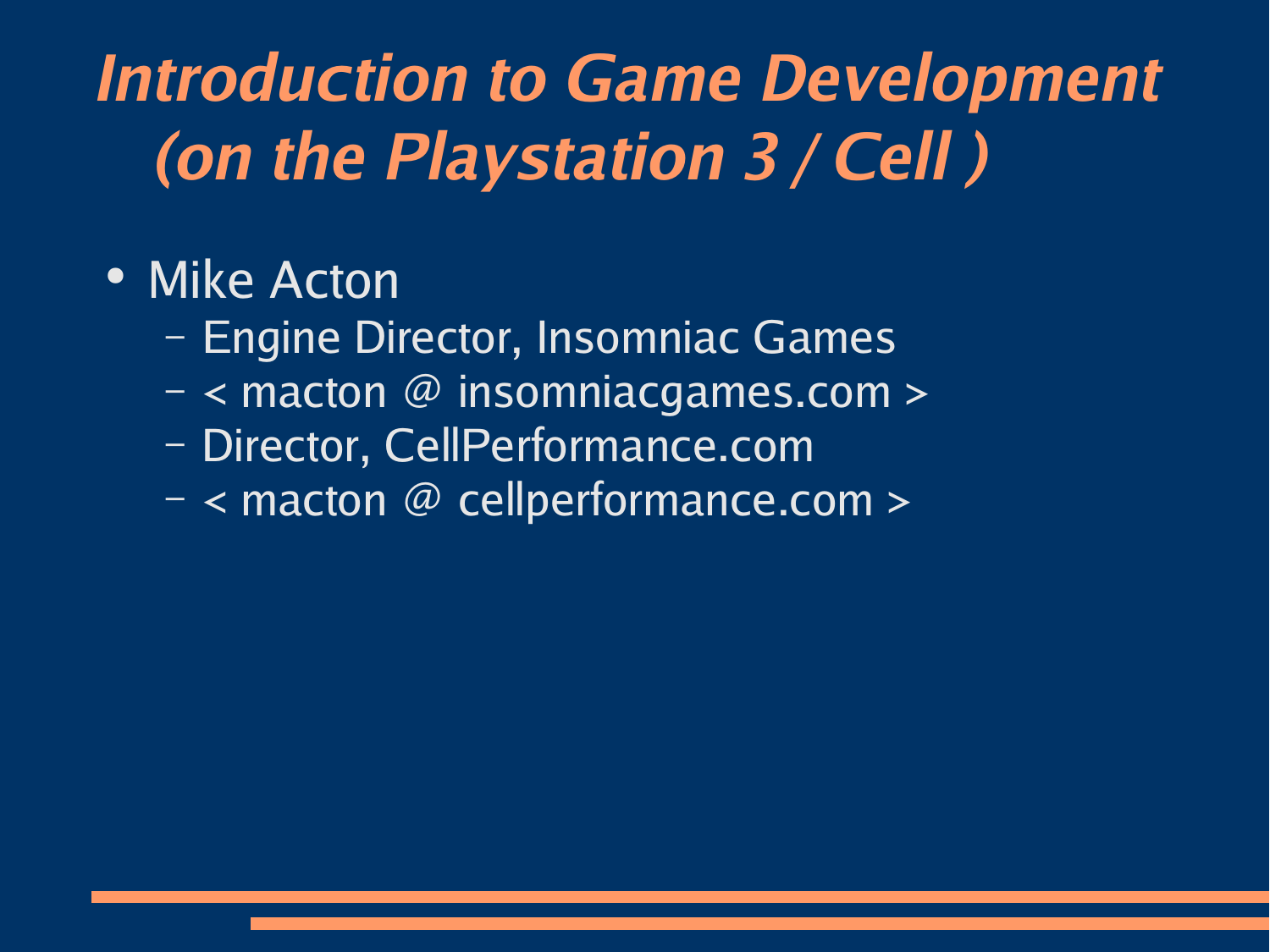# *Introduction to Game Development (on the Playstation 3 / Cell )*

- Mike Acton
  - Engine Director, Insomniac Games
  - < macton @ insomniacgames.com >
  - Director, CellPerformance.com
  - < macton @ cellperformance.com >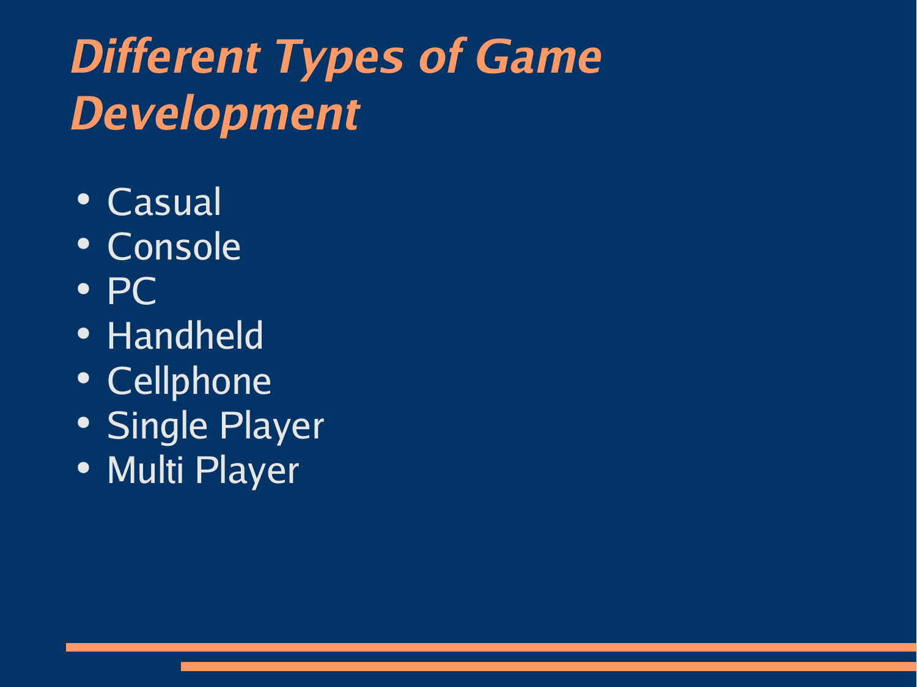# *Different Types of Game Development*

- Casual
- Console
- PC
- Handheld
- Cellphone
- Single Player
- Multi Player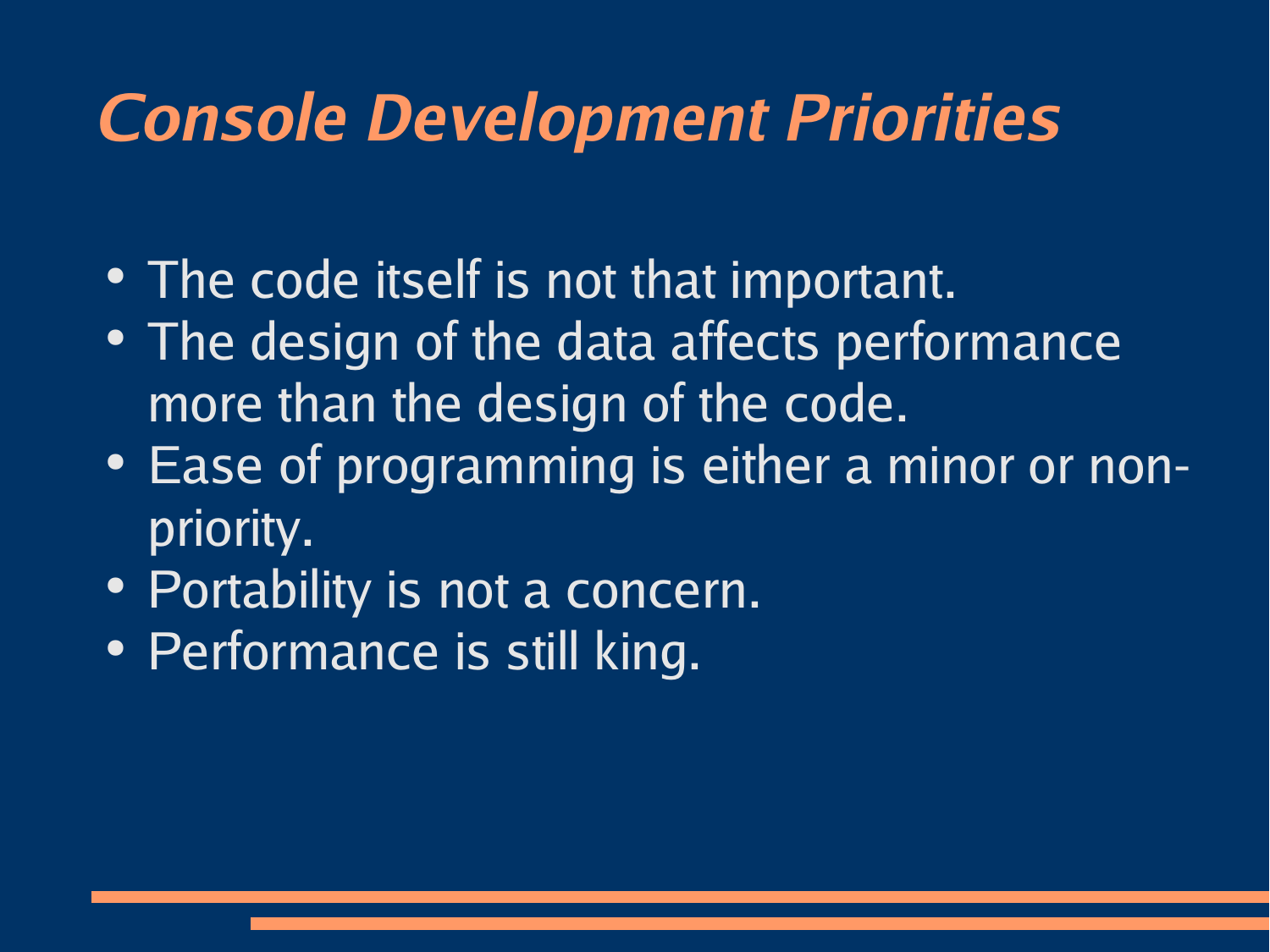# *Console Development Priorities*

- The code itself is not that important.
- The design of the data affects performance more than the design of the code.
- Ease of programming is either a minor or non-priority.
- Portability is not a concern.
- Performance is still king.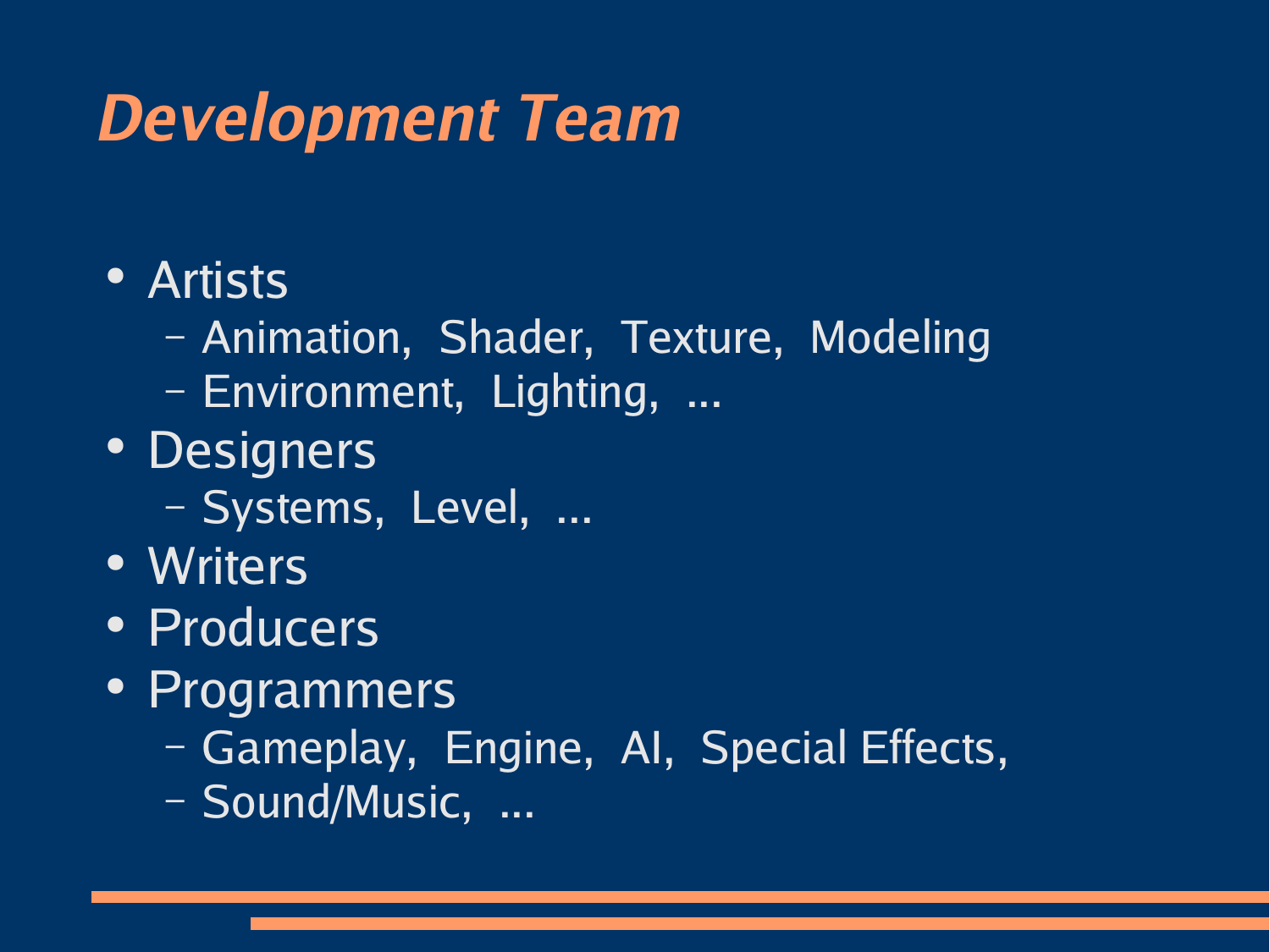# *Development Team*

- Artists
  - Animation, Shader, Texture, Modeling
  - Environment, Lighting, ...
- Designers
  - Systems, Level, ...
- Writers
- Producers
- Programmers
  - Gameplay, Engine, AI, Special Effects,
  - Sound/Music, ...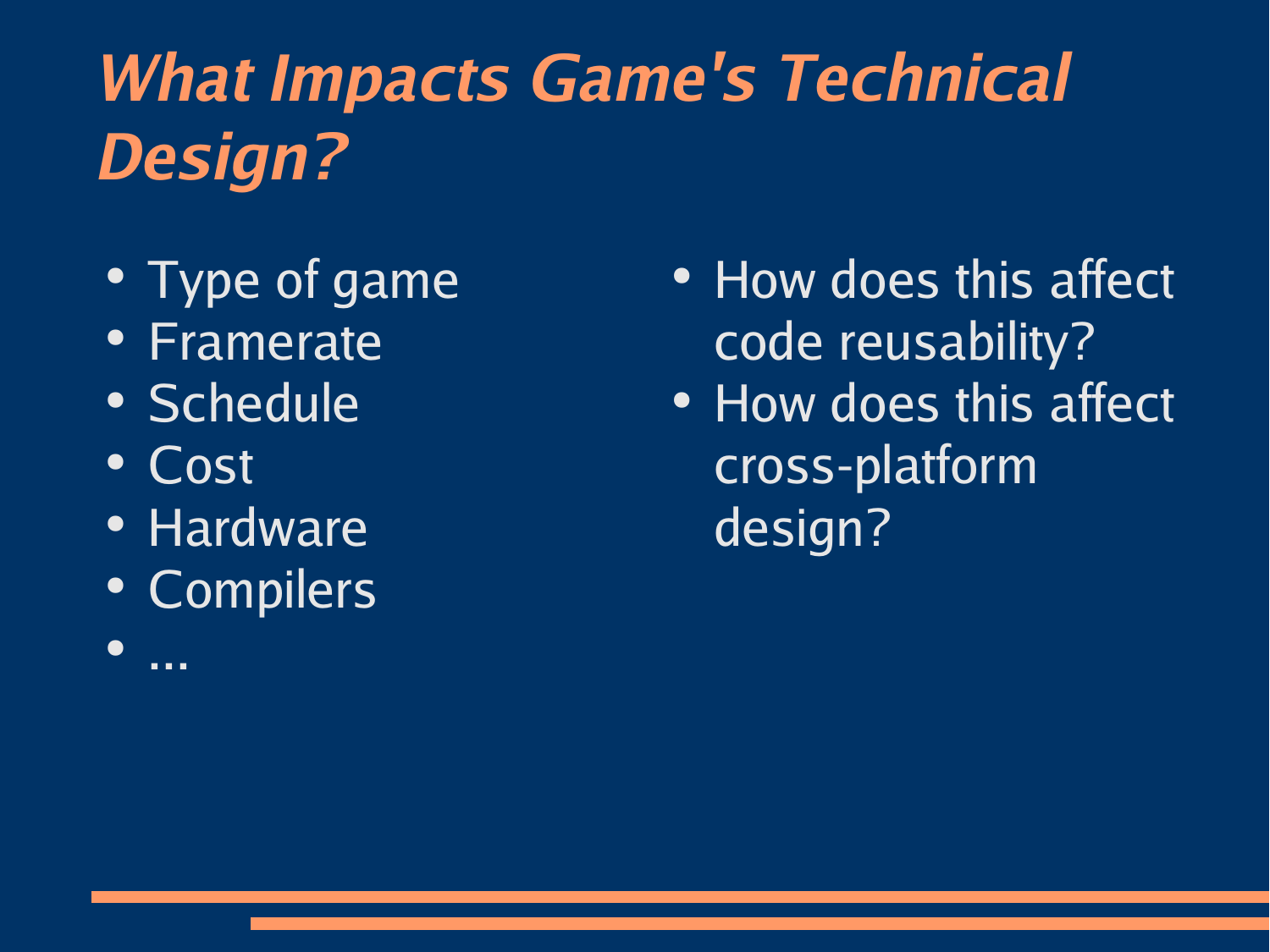# *What Impacts Game's Technical Design?*

- Type of game
- Framerate
- Schedule
- Cost
- Hardware
- Compilers
- ...

- How does this affect code reusability?
- How does this affect cross-platform design?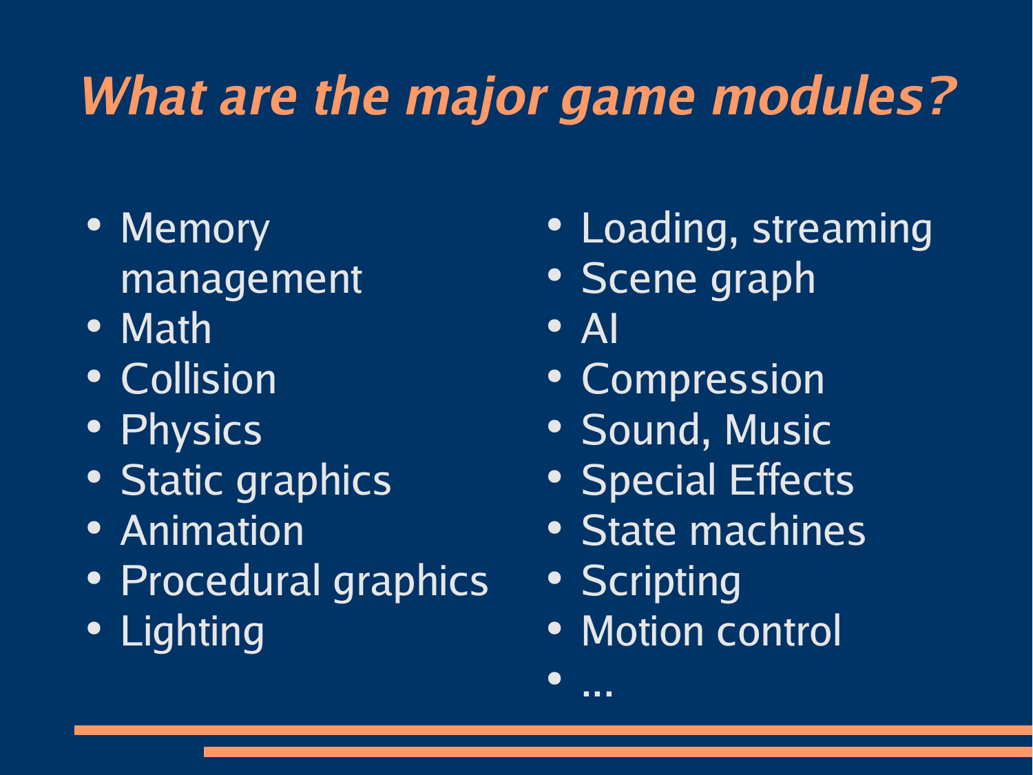# *What are the major game modules?*

- Memory management
- Math
- Collision
- Physics
- Static graphics
- Animation
- Procedural graphics
- Lighting
- Loading, streaming
- Scene graph
- AI
- Compression
- Sound, Music
- Special Effects
- State machines
- Scripting
- Motion control
- ...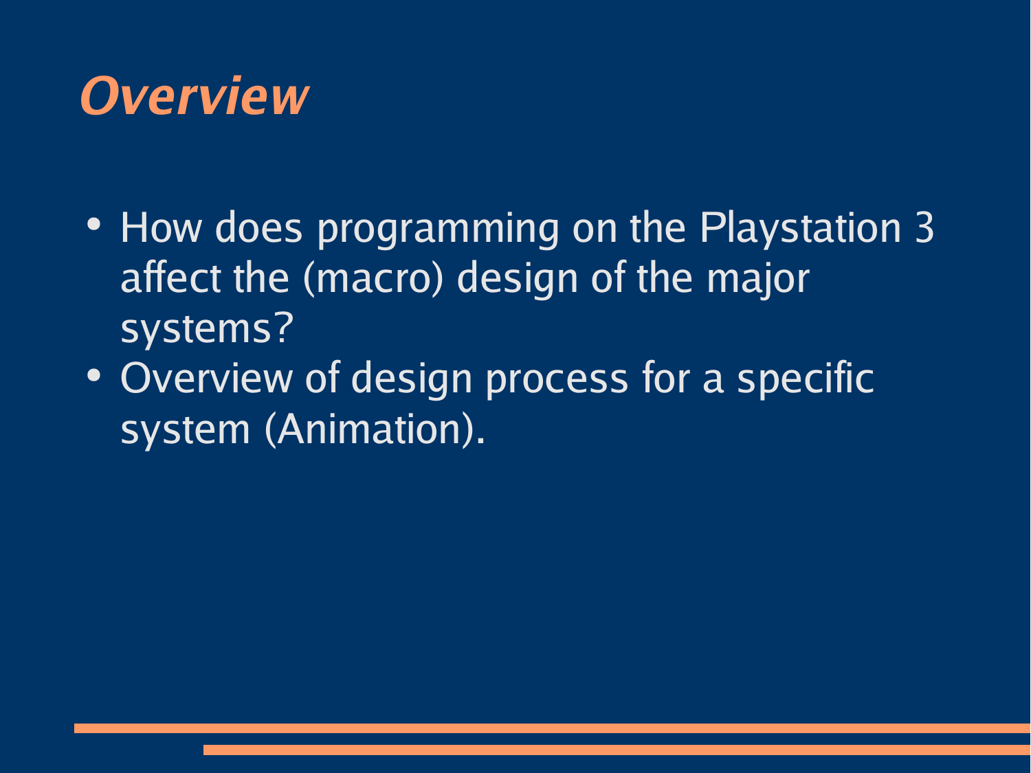# *Overview*

- How does programming on the Playstation 3 affect the (macro) design of the major systems?
- Overview of design process for a specific system (Animation).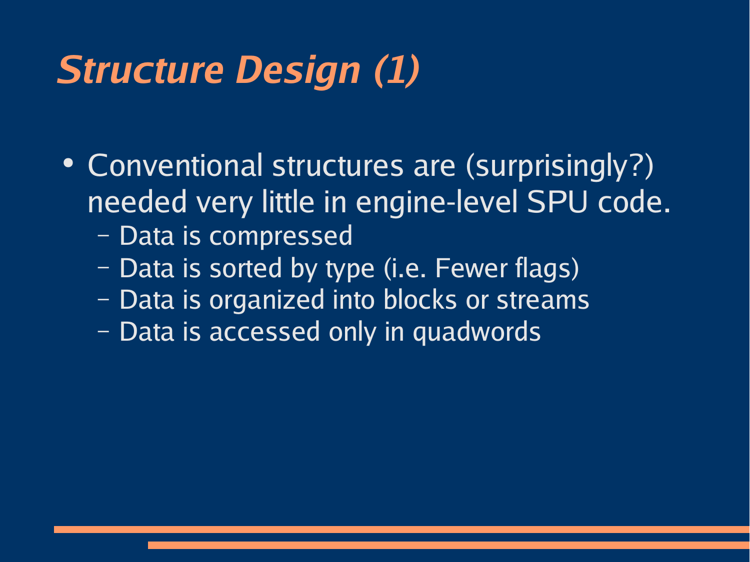# *Structure Design (1)*

- Conventional structures are (surprisingly?) needed very little in engine-level SPU code.
  - Data is compressed
  - Data is sorted by type (i.e. Fewer flags)
  - Data is organized into blocks or streams
  - Data is accessed only in quadwords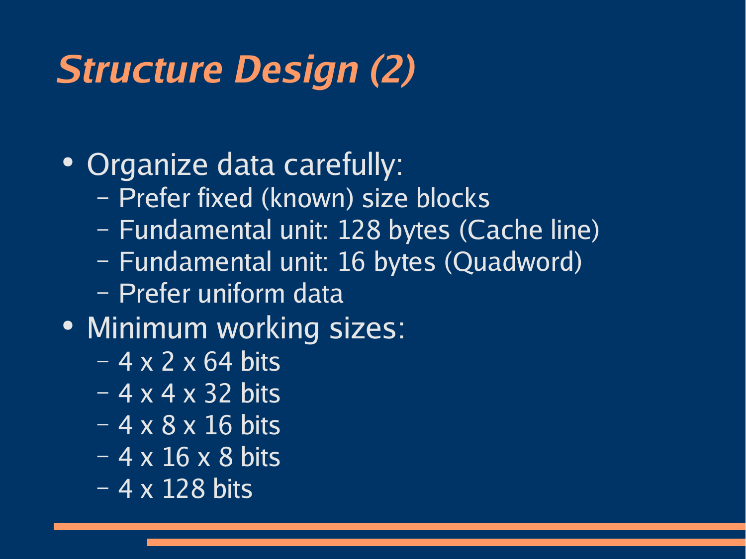# Structure Design (2)

- Organize data carefully:
  - Prefer fixed (known) size blocks
  - Fundamental unit: 128 bytes (Cache line)
  - Fundamental unit: 16 bytes (Quadword)
  - Prefer uniform data
- Minimum working sizes:
  - 4 x 2 x 64 bits
  - 4 x 4 x 32 bits
  - 4 x 8 x 16 bits
  - 4 x 16 x 8 bits
  - 4 x 128 bits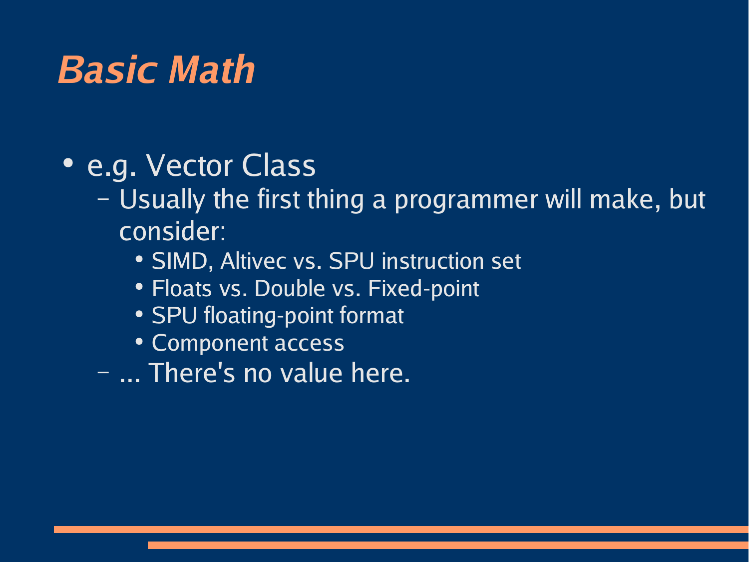# Basic Math

- e.g. Vector Class
  - Usually the first thing a programmer will make, but consider:
    - SIMD, Altivec vs. SPU instruction set
    - Floats vs. Double vs. Fixed-point
    - SPU floating-point format
    - Component access
  - ... There's no value here.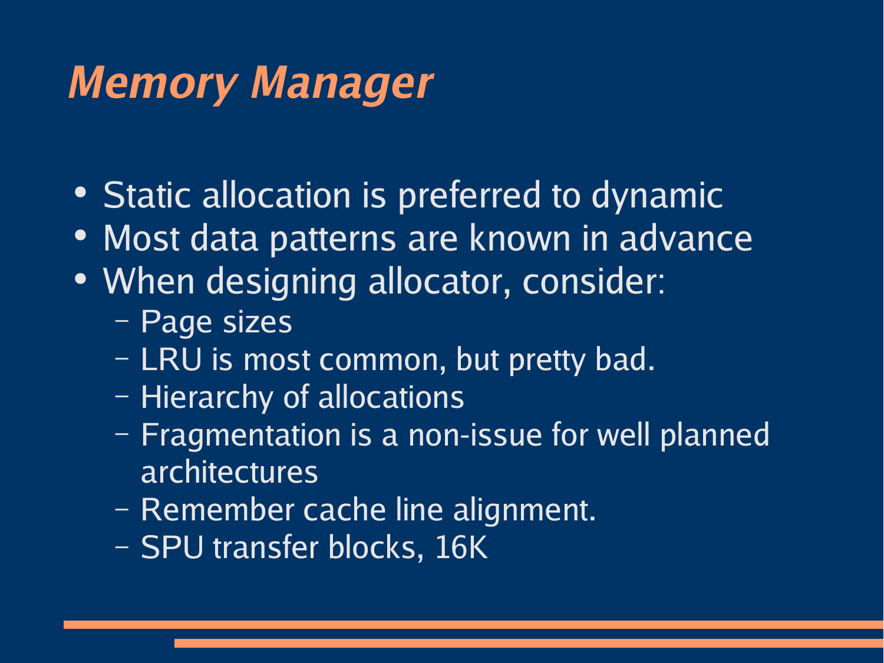# *Memory Manager*

- Static allocation is preferred to dynamic
- Most data patterns are known in advance
- When designing allocator, consider:
  - Page sizes
  - LRU is most common, but pretty bad.
  - Hierarchy of allocations
  - Fragmentation is a non-issue for well planned architectures
  - Remember cache line alignment.
  - SPU transfer blocks, 16K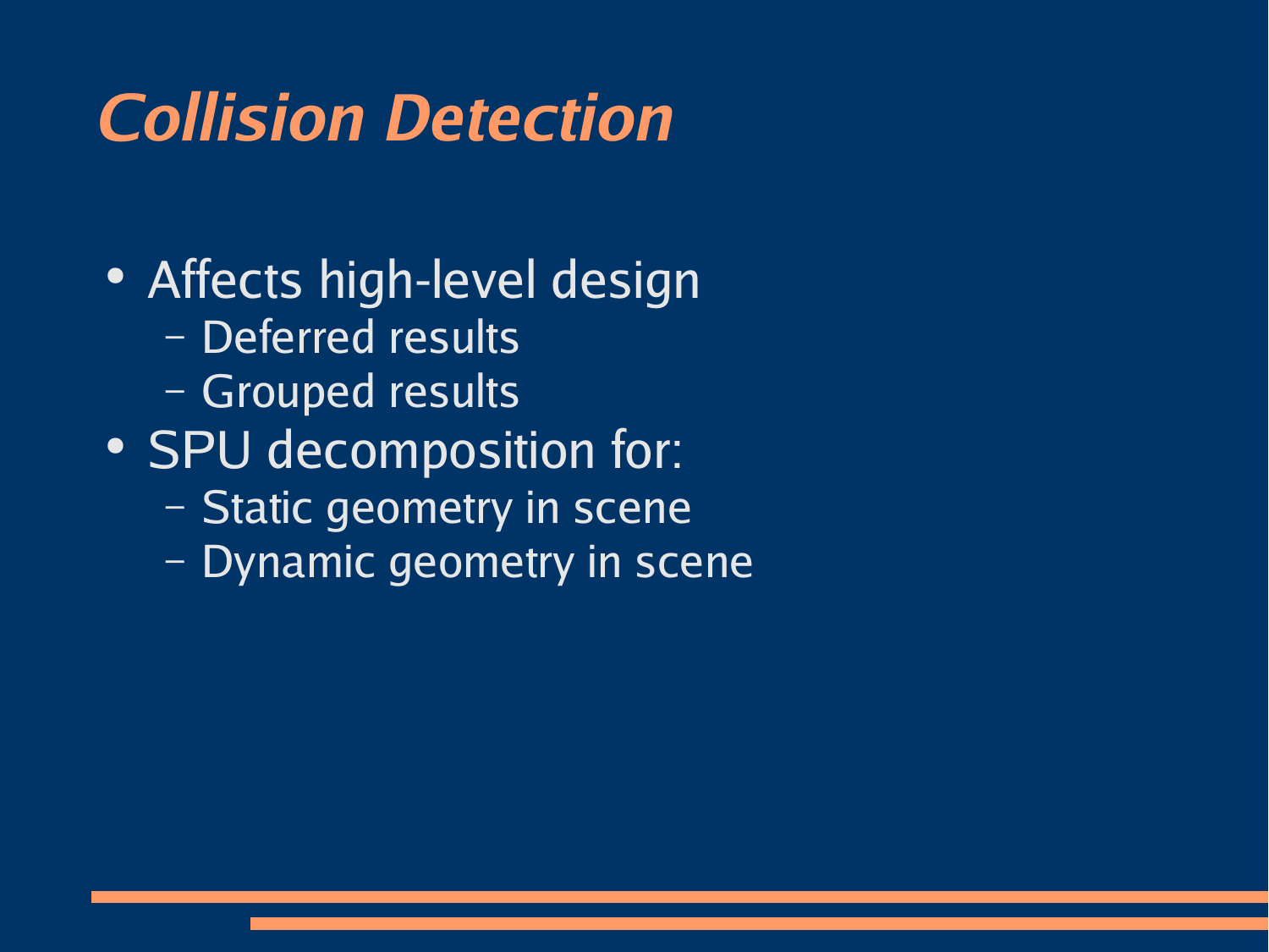# *Collision Detection*

- Affects high-level design
  - Deferred results
  - Grouped results
- SPU decomposition for:
  - Static geometry in scene
  - Dynamic geometry in scene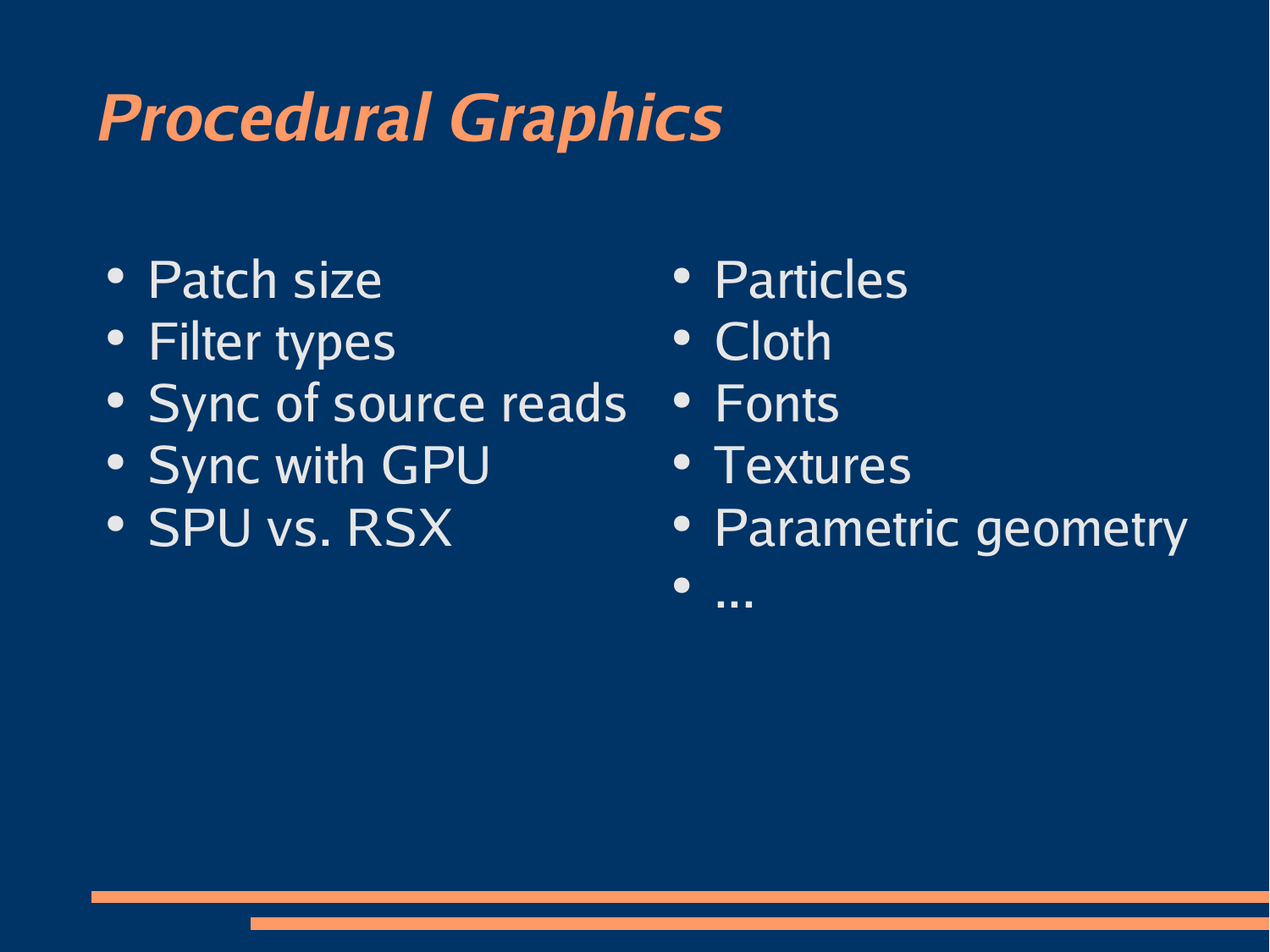# *Procedural Graphics*

- Patch size
- Filter types
- Sync of source reads
- Sync with GPU
- SPU vs. RSX

- Particles
- Cloth
- Fonts
- Textures
- Parametric geometry
- ...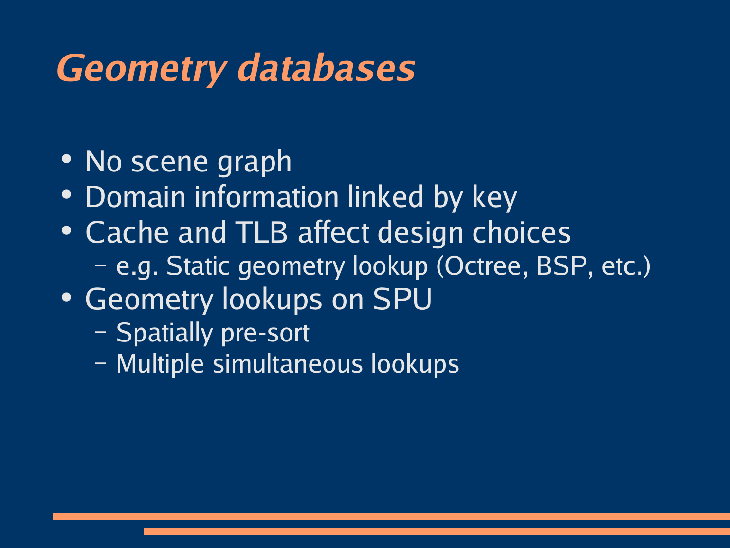# *Geometry databases*

- No scene graph
- Domain information linked by key
- Cache and TLB affect design choices
  - e.g. Static geometry lookup (Octree, BSP, etc.)
- Geometry lookups on SPU
  - Spatially pre-sort
  - Multiple simultaneous lookups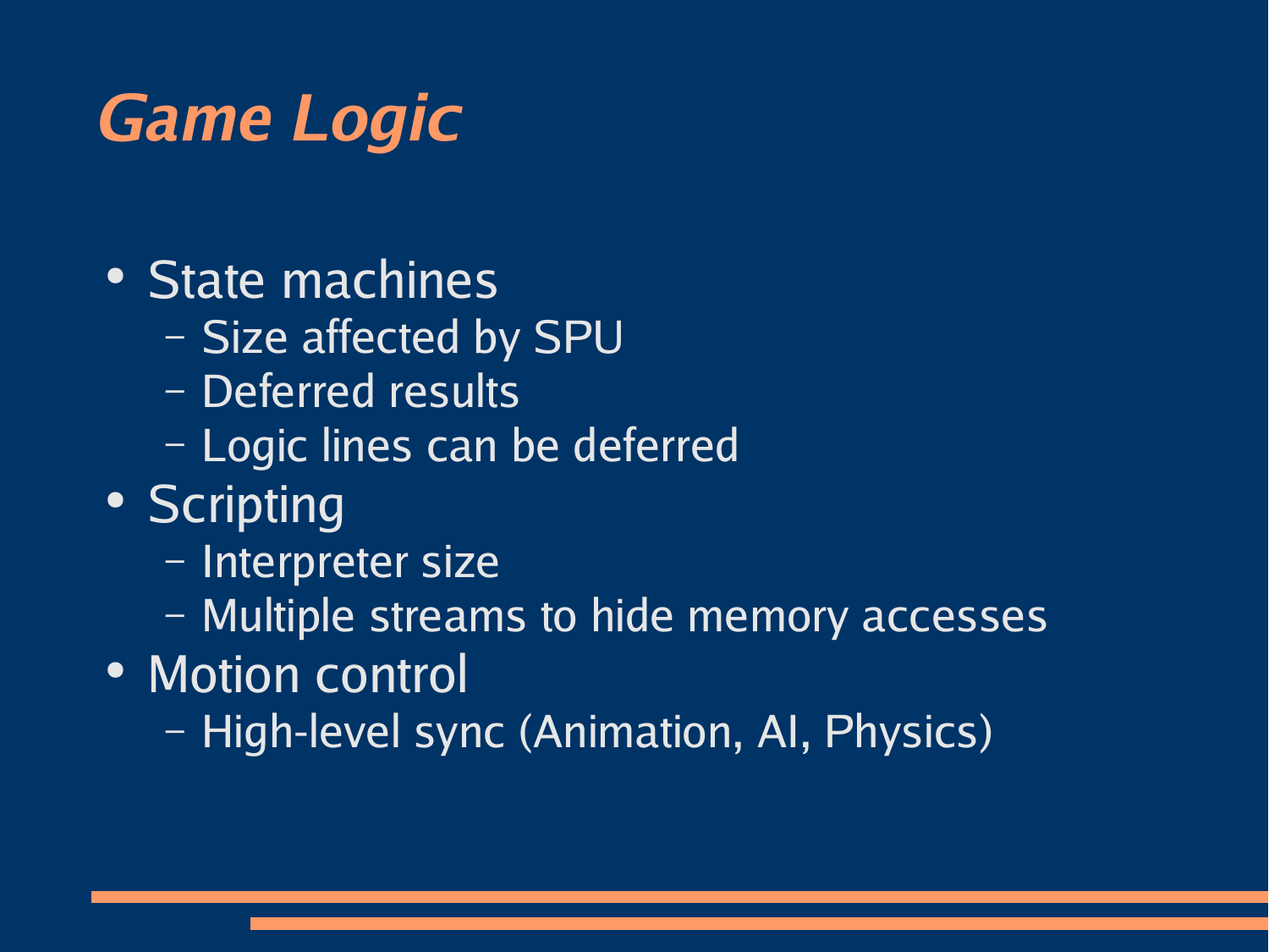# Game Logic

- State machines
  - Size affected by SPU
  - Deferred results
  - Logic lines can be deferred
- Scripting
  - Interpreter size
  - Multiple streams to hide memory accesses
- Motion control
  - High-level sync (Animation, AI, Physics)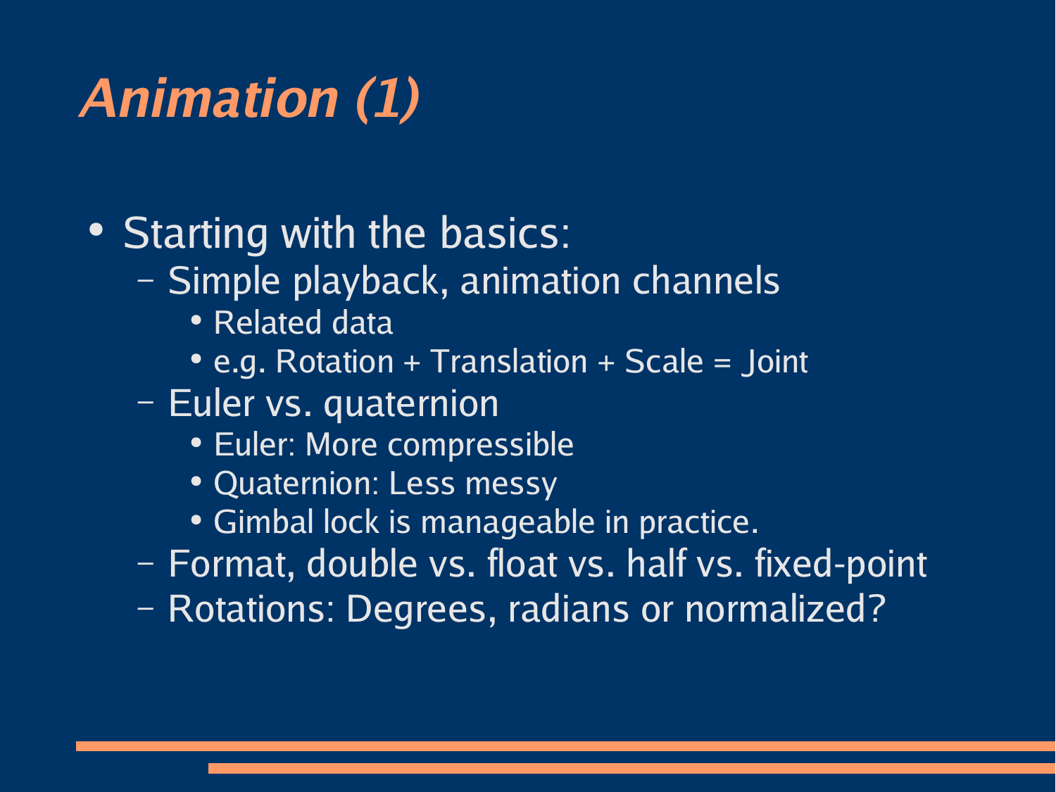# *Animation (1)*

- Starting with the basics:
  - Simple playback, animation channels
    - Related data
    - e.g. Rotation + Translation + Scale = Joint
  - Euler vs. quaternion
    - Euler: More compressible
    - Quaternion: Less messy
    - Gimbal lock is manageable in practice.
  - Format, double vs. float vs. half vs. fixed-point
  - Rotations: Degrees, radians or normalized?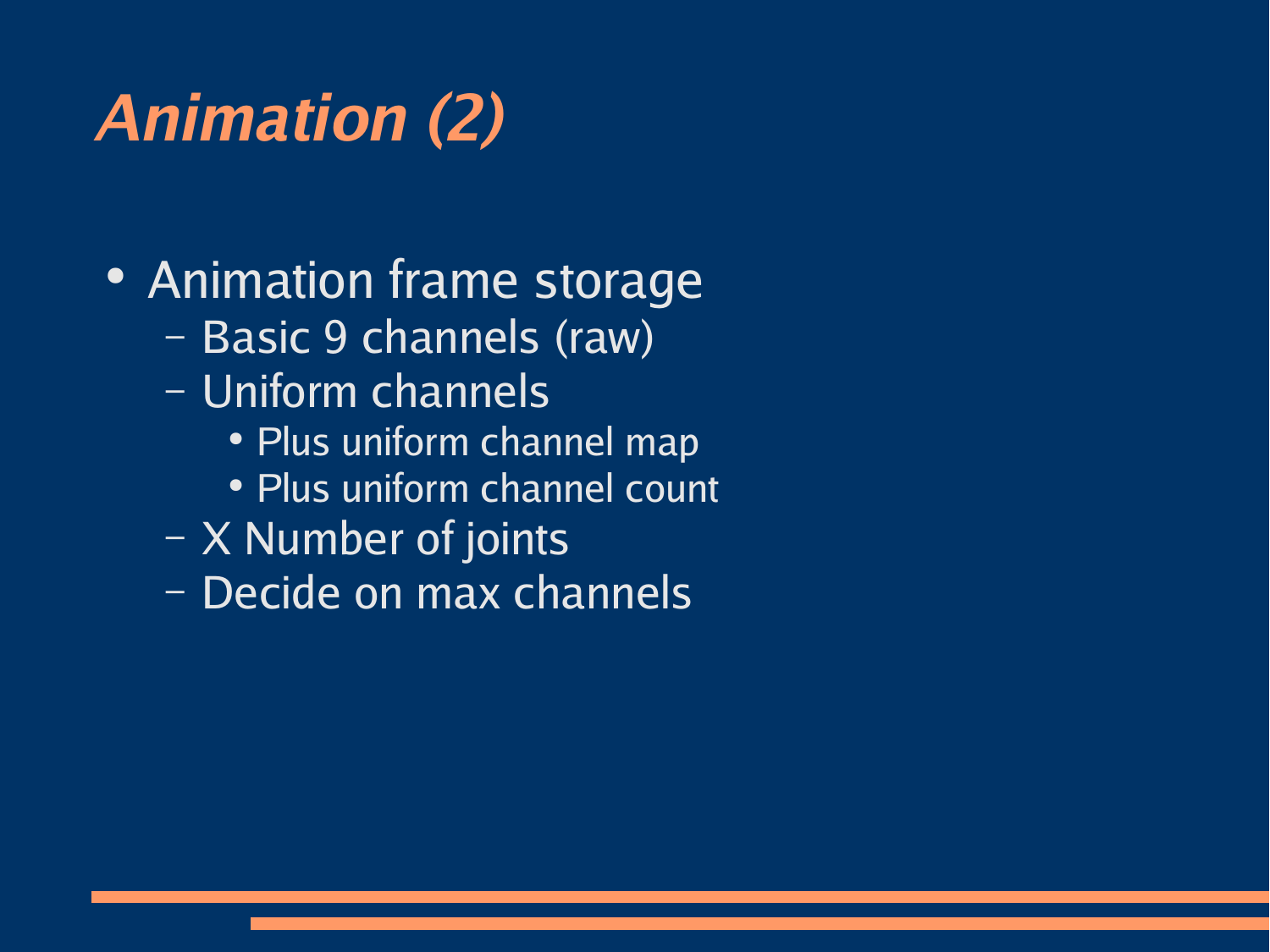# Animation (2)

- Animation frame storage
  - Basic 9 channels (raw)
  - Uniform channels
    - Plus uniform channel map
    - Plus uniform channel count
  - X Number of joints
  - Decide on max channels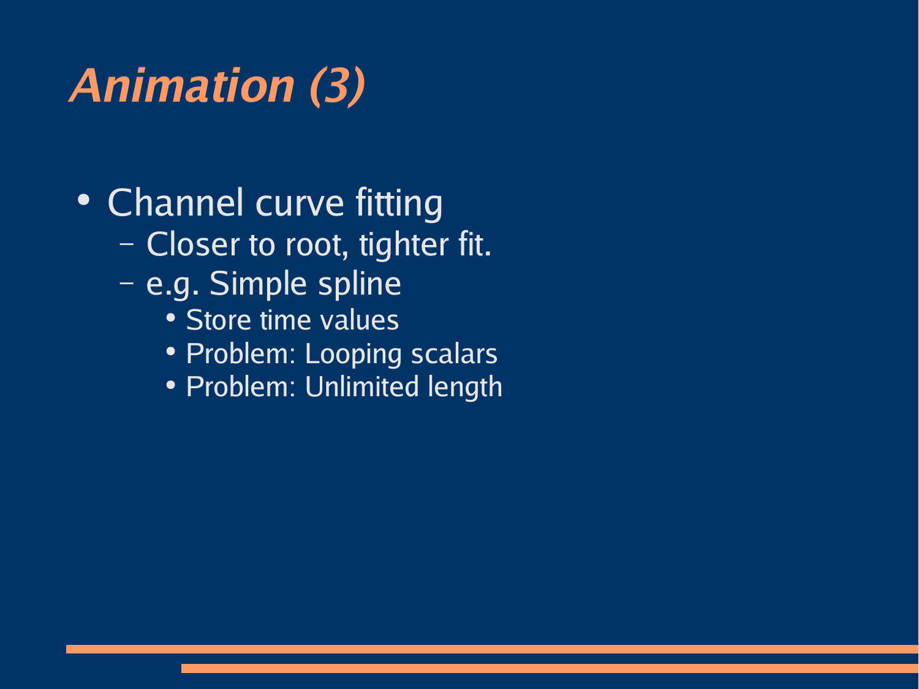# *Animation (3)*

- Channel curve fitting
  - Closer to root, tighter fit.
  - e.g. Simple spline
    - Store time values
    - Problem: Looping scalars
    - Problem: Unlimited length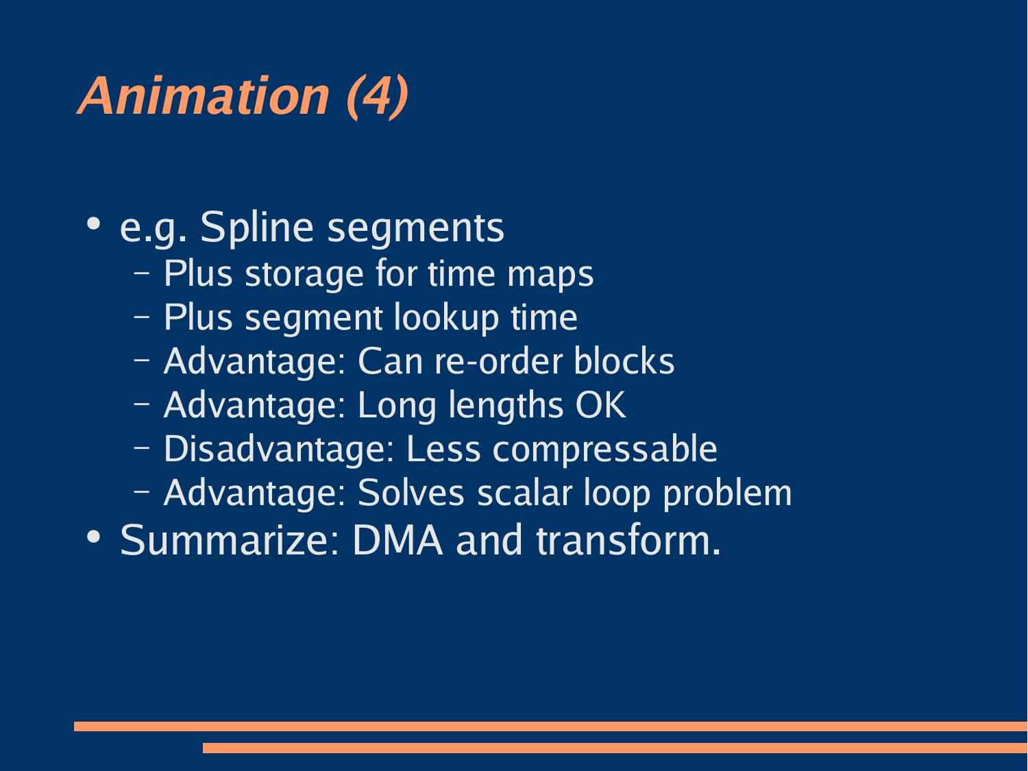# *Animation (4)*

- e.g. Spline segments
  - Plus storage for time maps
  - Plus segment lookup time
  - Advantage: Can re-order blocks
  - Advantage: Long lengths OK
  - Disadvantage: Less compressable
  - Advantage: Solves scalar loop problem
- Summarize: DMA and transform.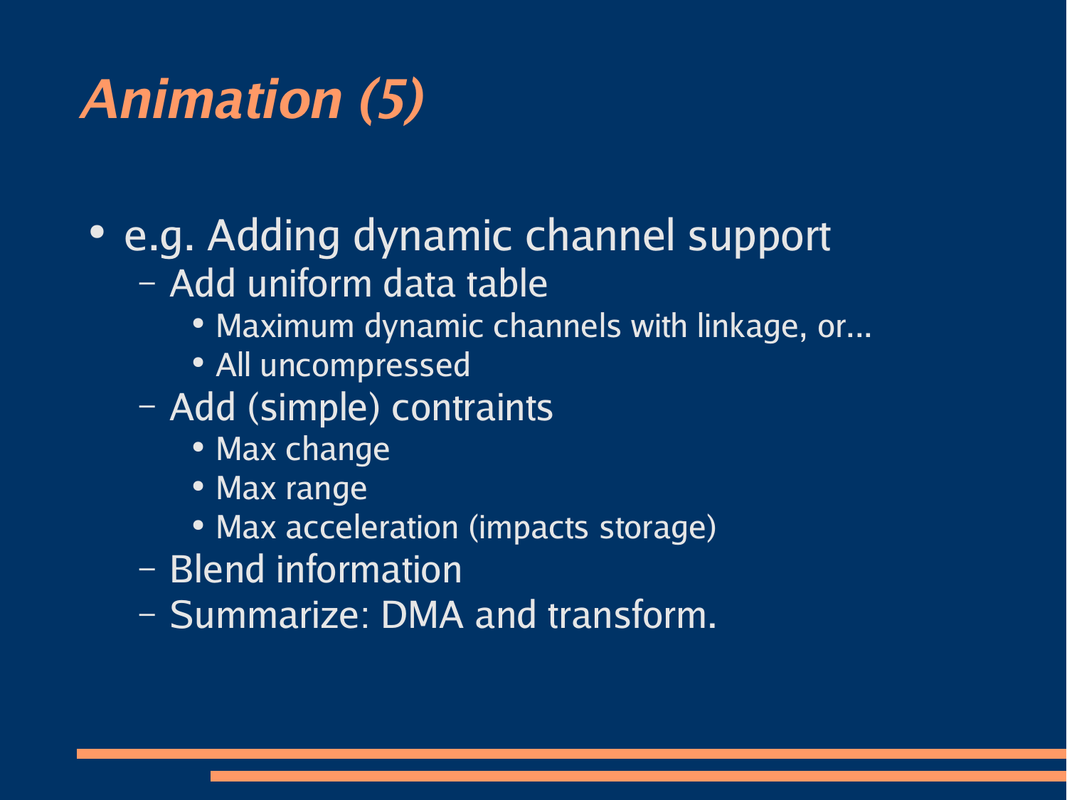# Animation (5)

- e.g. Adding dynamic channel support
  - Add uniform data table
    - Maximum dynamic channels with linkage, or...
    - All uncompressed
  - Add (simple) contraints
    - Max change
    - Max range
    - Max acceleration (impacts storage)
  - Blend information
  - Summarize: DMA and transform.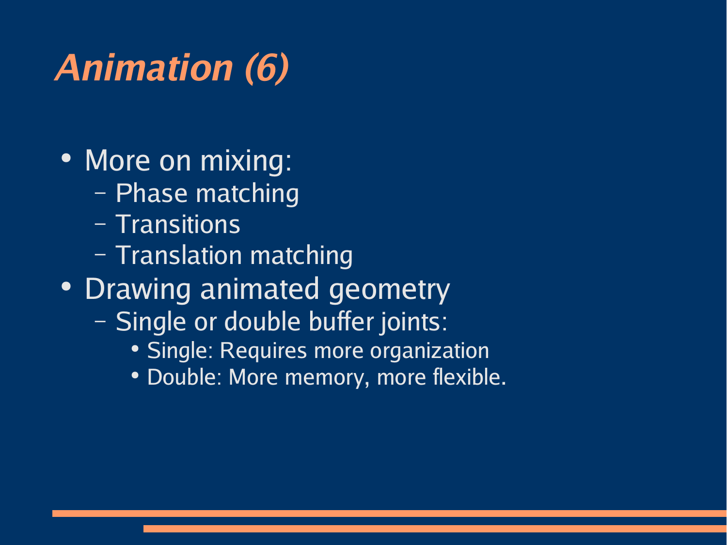# *Animation (6)*

- More on mixing:
  - Phase matching
  - Transitions
  - Translation matching
- Drawing animated geometry
  - Single or double buffer joints:
    - Single: Requires more organization
    - Double: More memory, more flexible.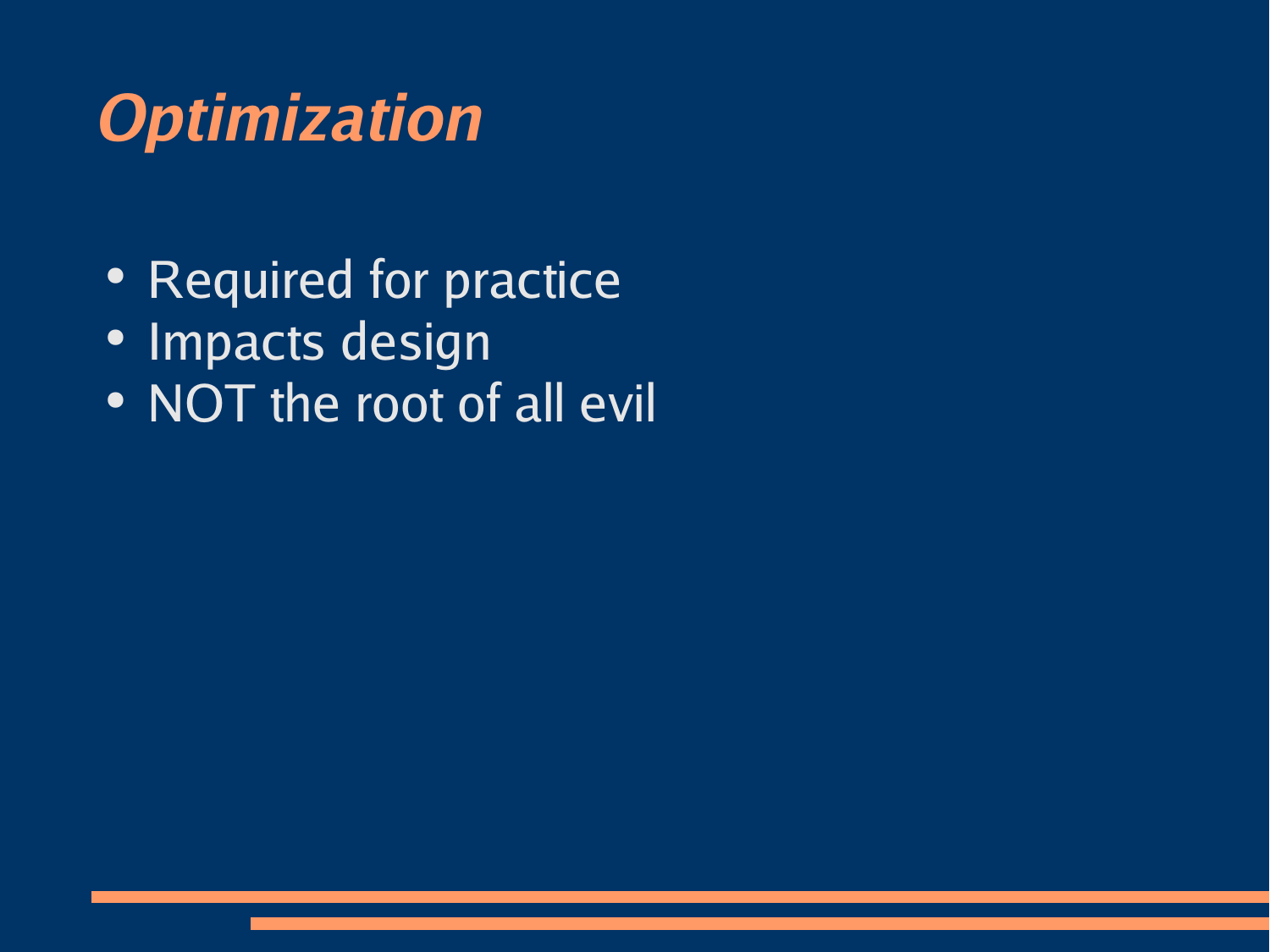# *Optimization*

- Required for practice
- Impacts design
- NOT the root of all evil